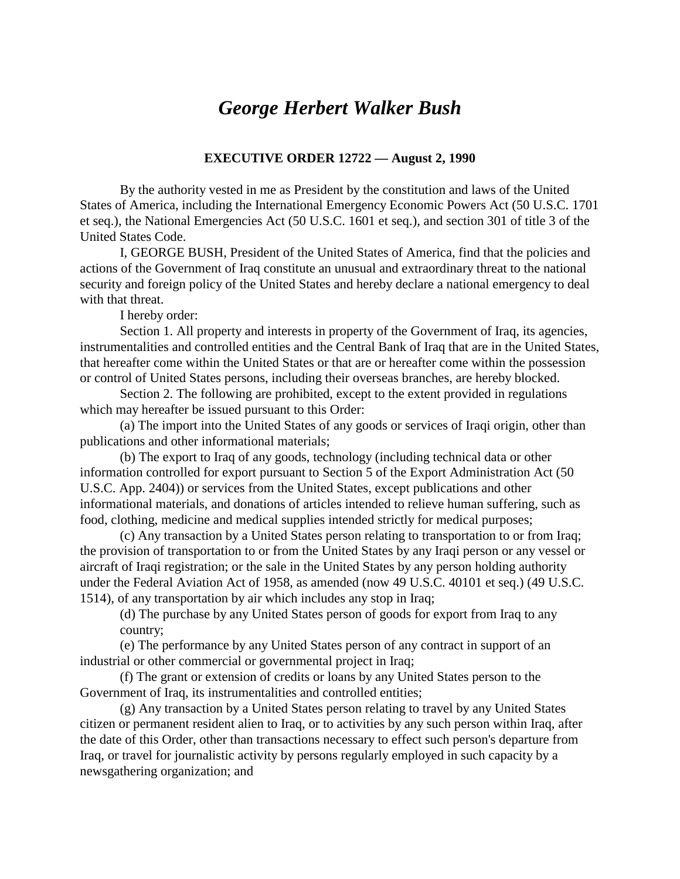# *George Herbert Walker Bush*

**EXECUTIVE ORDER 12722 — August 2, 1990**

By the authority vested in me as President by the constitution and laws of the United States of America, including the International Emergency Economic Powers Act (50 U.S.C. 1701 et seq.), the National Emergencies Act (50 U.S.C. 1601 et seq.), and section 301 of title 3 of the United States Code.

I, GEORGE BUSH, President of the United States of America, find that the policies and actions of the Government of Iraq constitute an unusual and extraordinary threat to the national security and foreign policy of the United States and hereby declare a national emergency to deal with that threat.

I hereby order:

Section 1. All property and interests in property of the Government of Iraq, its agencies, instrumentalities and controlled entities and the Central Bank of Iraq that are in the United States, that hereafter come within the United States or that are or hereafter come within the possession or control of United States persons, including their overseas branches, are hereby blocked.

Section 2. The following are prohibited, except to the extent provided in regulations which may hereafter be issued pursuant to this Order:

(a) The import into the United States of any goods or services of Iraqi origin, other than publications and other informational materials;

(b) The export to Iraq of any goods, technology (including technical data or other information controlled for export pursuant to Section 5 of the Export Administration Act (50 U.S.C. App. 2404)) or services from the United States, except publications and other informational materials, and donations of articles intended to relieve human suffering, such as food, clothing, medicine and medical supplies intended strictly for medical purposes;

(c) Any transaction by a United States person relating to transportation to or from Iraq; the provision of transportation to or from the United States by any Iraqi person or any vessel or aircraft of Iraqi registration; or the sale in the United States by any person holding authority under the Federal Aviation Act of 1958, as amended (now 49 U.S.C. 40101 et seq.) (49 U.S.C. 1514), of any transportation by air which includes any stop in Iraq;

(d) The purchase by any United States person of goods for export from Iraq to any country;

(e) The performance by any United States person of any contract in support of an industrial or other commercial or governmental project in Iraq;

(f) The grant or extension of credits or loans by any United States person to the Government of Iraq, its instrumentalities and controlled entities;

(g) Any transaction by a United States person relating to travel by any United States citizen or permanent resident alien to Iraq, or to activities by any such person within Iraq, after the date of this Order, other than transactions necessary to effect such person's departure from Iraq, or travel for journalistic activity by persons regularly employed in such capacity by a newsgathering organization; and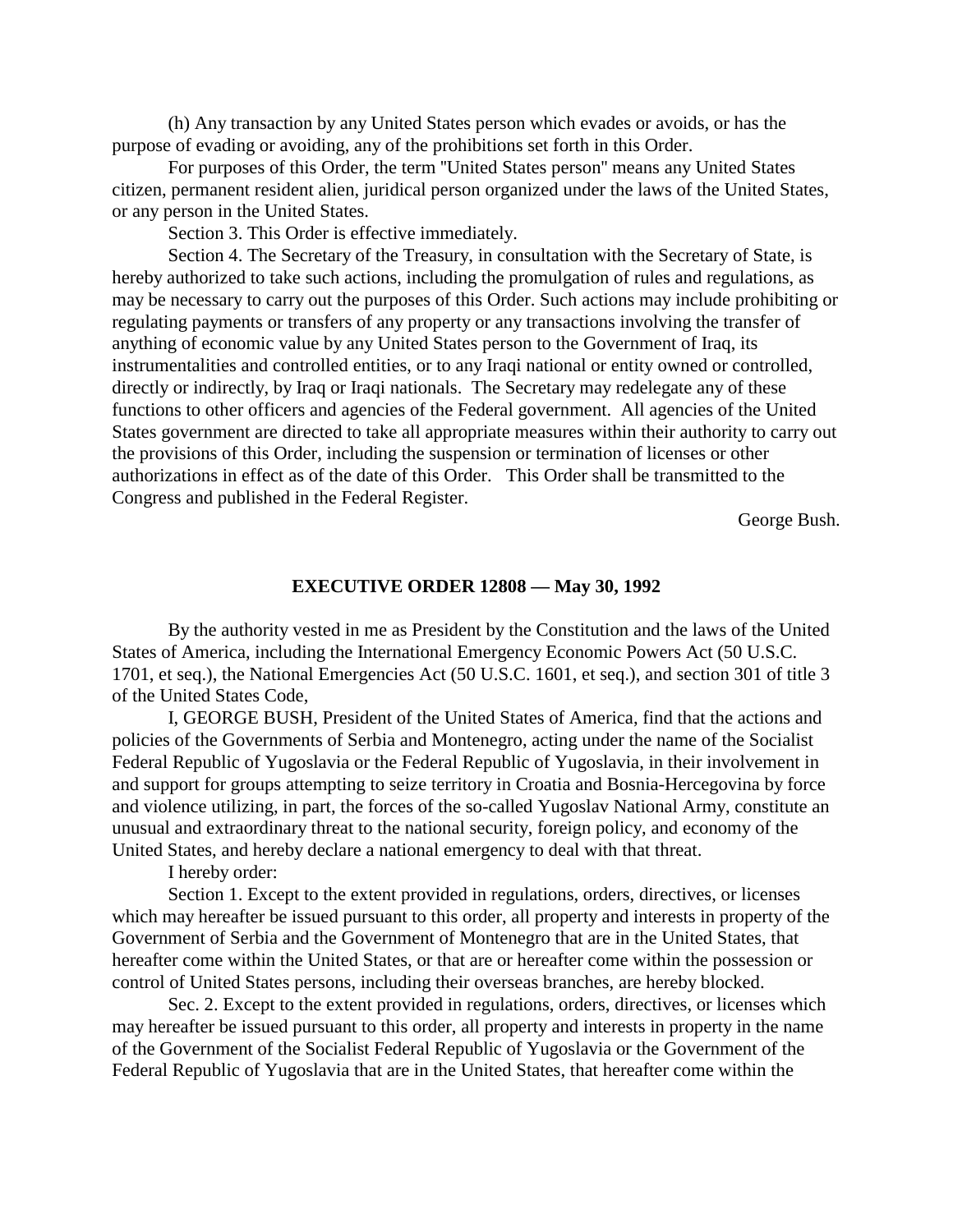(h) Any transaction by any United States person which evades or avoids, or has the purpose of evading or avoiding, any of the prohibitions set forth in this Order.

For purposes of this Order, the term "United States person" means any United States citizen, permanent resident alien, juridical person organized under the laws of the United States, or any person in the United States.

Section 3. This Order is effective immediately.

Section 4. The Secretary of the Treasury, in consultation with the Secretary of State, is hereby authorized to take such actions, including the promulgation of rules and regulations, as may be necessary to carry out the purposes of this Order. Such actions may include prohibiting or regulating payments or transfers of any property or any transactions involving the transfer of anything of economic value by any United States person to the Government of Iraq, its instrumentalities and controlled entities, or to any Iraqi national or entity owned or controlled, directly or indirectly, by Iraq or Iraqi nationals. The Secretary may redelegate any of these functions to other officers and agencies of the Federal government. All agencies of the United States government are directed to take all appropriate measures within their authority to carry out the provisions of this Order, including the suspension or termination of licenses or other authorizations in effect as of the date of this Order. This Order shall be transmitted to the Congress and published in the Federal Register.

George Bush.

## EXECUTIVE ORDER 12808 — May 30, 1992

By the authority vested in me as President by the Constitution and the laws of the United States of America, including the International Emergency Economic Powers Act (50 U.S.C. 1701, et seq.), the National Emergencies Act (50 U.S.C. 1601, et seq.), and section 301 of title 3 of the United States Code,

I, GEORGE BUSH, President of the United States of America, find that the actions and policies of the Governments of Serbia and Montenegro, acting under the name of the Socialist Federal Republic of Yugoslavia or the Federal Republic of Yugoslavia, in their involvement in and support for groups attempting to seize territory in Croatia and Bosnia-Hercegovina by force and violence utilizing, in part, the forces of the so-called Yugoslav National Army, constitute an unusual and extraordinary threat to the national security, foreign policy, and economy of the United States, and hereby declare a national emergency to deal with that threat.

I hereby order:

Section 1. Except to the extent provided in regulations, orders, directives, or licenses which may hereafter be issued pursuant to this order, all property and interests in property of the Government of Serbia and the Government of Montenegro that are in the United States, that hereafter come within the United States, or that are or hereafter come within the possession or control of United States persons, including their overseas branches, are hereby blocked.

Sec. 2. Except to the extent provided in regulations, orders, directives, or licenses which may hereafter be issued pursuant to this order, all property and interests in property in the name of the Government of the Socialist Federal Republic of Yugoslavia or the Government of the Federal Republic of Yugoslavia that are in the United States, that hereafter come within the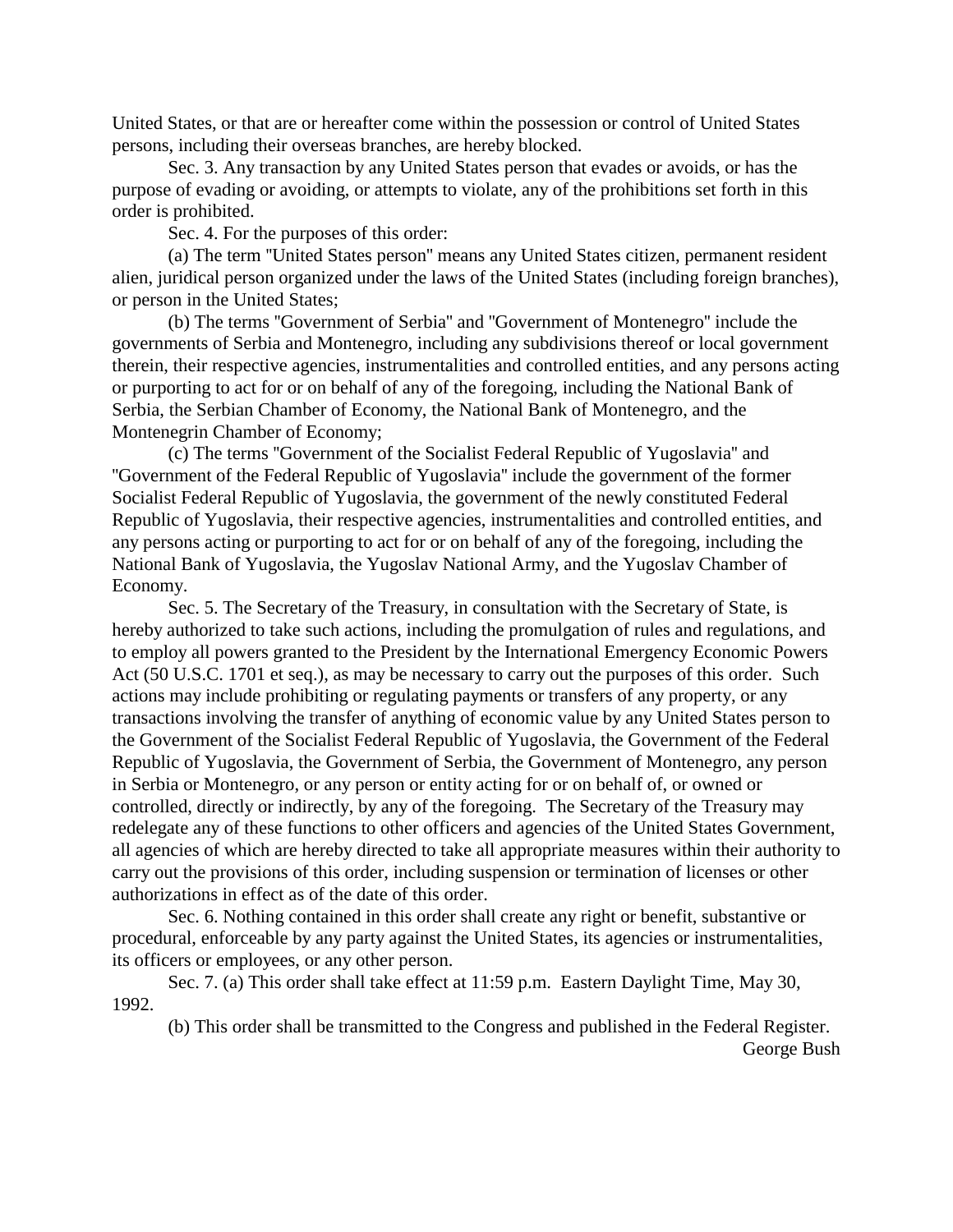United States, or that are or hereafter come within the possession or control of United States persons, including their overseas branches, are hereby blocked.

Sec. 3. Any transaction by any United States person that evades or avoids, or has the purpose of evading or avoiding, or attempts to violate, any of the prohibitions set forth in this order is prohibited.

Sec. 4. For the purposes of this order:

(a) The term "United States person" means any United States citizen, permanent resident alien, juridical person organized under the laws of the United States (including foreign branches), or person in the United States;

(b) The terms "Government of Serbia" and "Government of Montenegro" include the governments of Serbia and Montenegro, including any subdivisions thereof or local government therein, their respective agencies, instrumentalities and controlled entities, and any persons acting or purporting to act for or on behalf of any of the foregoing, including the National Bank of Serbia, the Serbian Chamber of Economy, the National Bank of Montenegro, and the Montenegrin Chamber of Economy;

(c) The terms "Government of the Socialist Federal Republic of Yugoslavia" and "Government of the Federal Republic of Yugoslavia" include the government of the former Socialist Federal Republic of Yugoslavia, the government of the newly constituted Federal Republic of Yugoslavia, their respective agencies, instrumentalities and controlled entities, and any persons acting or purporting to act for or on behalf of any of the foregoing, including the National Bank of Yugoslavia, the Yugoslav National Army, and the Yugoslav Chamber of Economy.

Sec. 5. The Secretary of the Treasury, in consultation with the Secretary of State, is hereby authorized to take such actions, including the promulgation of rules and regulations, and to employ all powers granted to the President by the International Emergency Economic Powers Act (50 U.S.C. 1701 et seq.), as may be necessary to carry out the purposes of this order. Such actions may include prohibiting or regulating payments or transfers of any property, or any transactions involving the transfer of anything of economic value by any United States person to the Government of the Socialist Federal Republic of Yugoslavia, the Government of the Federal Republic of Yugoslavia, the Government of Serbia, the Government of Montenegro, any person in Serbia or Montenegro, or any person or entity acting for or on behalf of, or owned or controlled, directly or indirectly, by any of the foregoing. The Secretary of the Treasury may redelegate any of these functions to other officers and agencies of the United States Government, all agencies of which are hereby directed to take all appropriate measures within their authority to carry out the provisions of this order, including suspension or termination of licenses or other authorizations in effect as of the date of this order.

Sec. 6. Nothing contained in this order shall create any right or benefit, substantive or procedural, enforceable by any party against the United States, its agencies or instrumentalities, its officers or employees, or any other person.

Sec. 7. (a) This order shall take effect at 11:59 p.m. Eastern Daylight Time, May 30, 1992.

(b) This order shall be transmitted to the Congress and published in the Federal Register.

George Bush